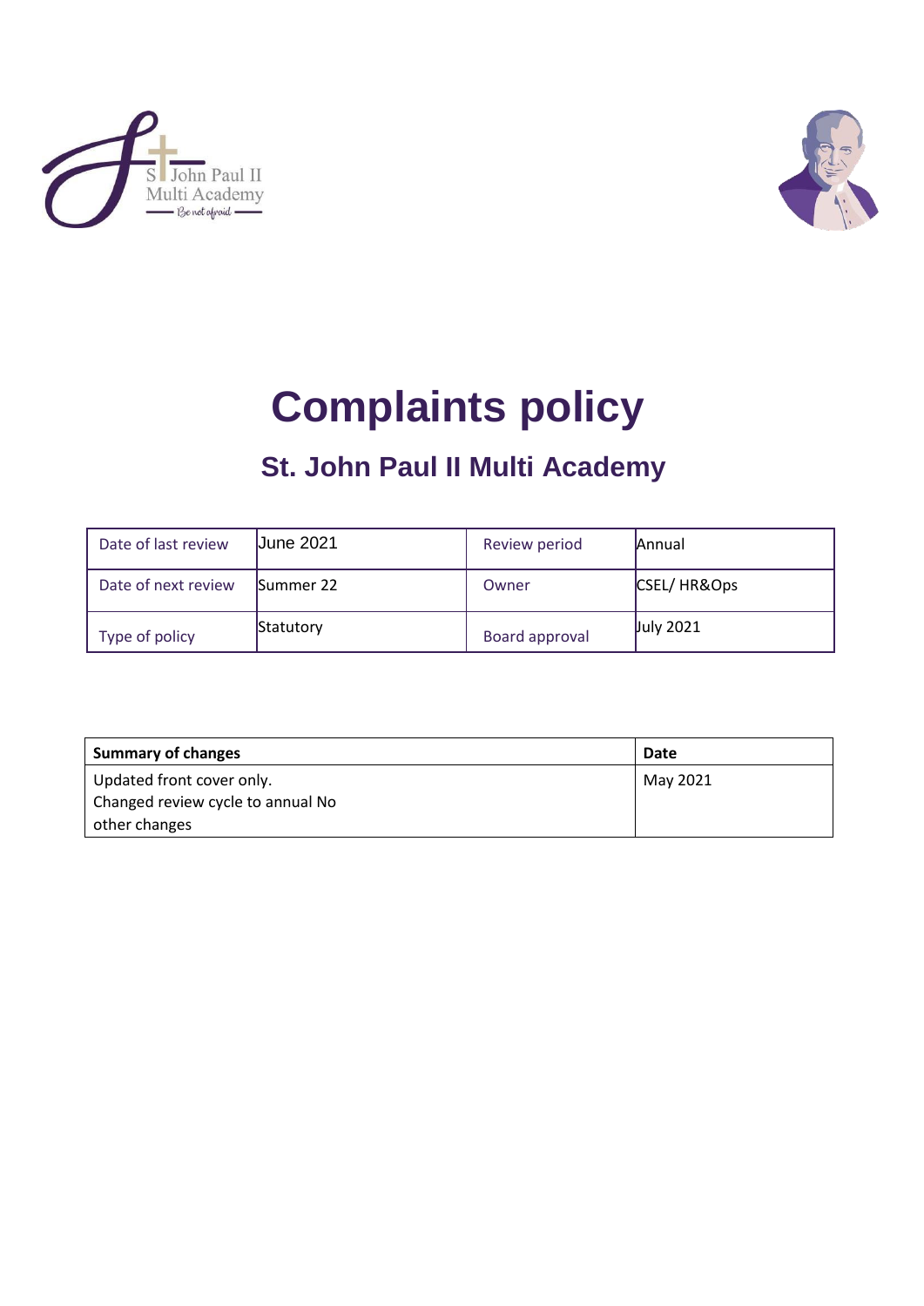# Complaints policy

## St. John Paul II Multi Academy

| Date of last review | June 2021 | Review period | Annual |
|---|---|---|---|
| Date of next review | Summer 22 | Owner | CSEL/ HR&Ops |
| Type of policy | Statutory | Board approval | July 2021 |

| Summary of changes | Date |
|---|---|
| Updated front cover only.<br>Changed review cycle to annual No other changes | May 2021 |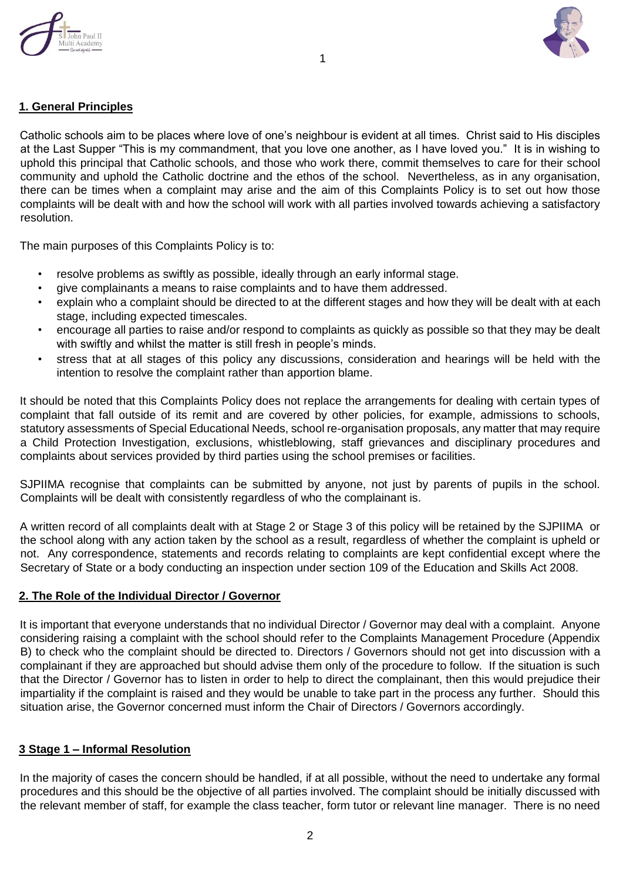## 1. General Principles

Catholic schools aim to be places where love of one's neighbour is evident at all times. Christ said to His disciples at the Last Supper "This is my commandment, that you love one another, as I have loved you." It is in wishing to uphold this principal that Catholic schools, and those who work there, commit themselves to care for their school community and uphold the Catholic doctrine and the ethos of the school. Nevertheless, as in any organisation, there can be times when a complaint may arise and the aim of this Complaints Policy is to set out how those complaints will be dealt with and how the school will work with all parties involved towards achieving a satisfactory resolution.

The main purposes of this Complaints Policy is to:

- resolve problems as swiftly as possible, ideally through an early informal stage.
- give complainants a means to raise complaints and to have them addressed.
- explain who a complaint should be directed to at the different stages and how they will be dealt with at each stage, including expected timescales.
- encourage all parties to raise and/or respond to complaints as quickly as possible so that they may be dealt with swiftly and whilst the matter is still fresh in people's minds.
- stress that at all stages of this policy any discussions, consideration and hearings will be held with the intention to resolve the complaint rather than apportion blame.

It should be noted that this Complaints Policy does not replace the arrangements for dealing with certain types of complaint that fall outside of its remit and are covered by other policies, for example, admissions to schools, statutory assessments of Special Educational Needs, school re-organisation proposals, any matter that may require a Child Protection Investigation, exclusions, whistleblowing, staff grievances and disciplinary procedures and complaints about services provided by third parties using the school premises or facilities.

SJPIIMA recognise that complaints can be submitted by anyone, not just by parents of pupils in the school. Complaints will be dealt with consistently regardless of who the complainant is.

A written record of all complaints dealt with at Stage 2 or Stage 3 of this policy will be retained by the SJPIIMA or the school along with any action taken by the school as a result, regardless of whether the complaint is upheld or not. Any correspondence, statements and records relating to complaints are kept confidential except where the Secretary of State or a body conducting an inspection under section 109 of the Education and Skills Act 2008.

## 2. The Role of the Individual Director / Governor

It is important that everyone understands that no individual Director / Governor may deal with a complaint. Anyone considering raising a complaint with the school should refer to the Complaints Management Procedure (Appendix B) to check who the complaint should be directed to. Directors / Governors should not get into discussion with a complainant if they are approached but should advise them only of the procedure to follow. If the situation is such that the Director / Governor has to listen in order to help to direct the complainant, then this would prejudice their impartiality if the complaint is raised and they would be unable to take part in the process any further. Should this situation arise, the Governor concerned must inform the Chair of Directors / Governors accordingly.

## 3 Stage 1 – Informal Resolution

In the majority of cases the concern should be handled, if at all possible, without the need to undertake any formal procedures and this should be the objective of all parties involved. The complaint should be initially discussed with the relevant member of staff, for example the class teacher, form tutor or relevant line manager. There is no need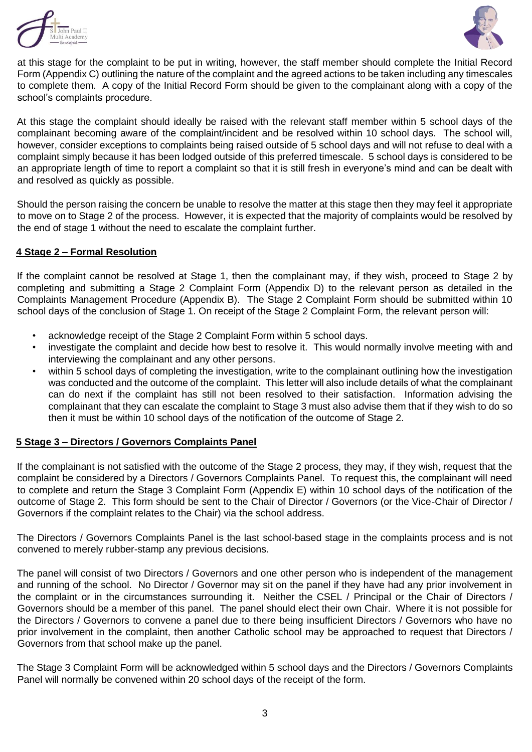at this stage for the complaint to be put in writing, however, the staff member should complete the Initial Record Form (Appendix C) outlining the nature of the complaint and the agreed actions to be taken including any timescales to complete them. A copy of the Initial Record Form should be given to the complainant along with a copy of the school's complaints procedure.

At this stage the complaint should ideally be raised with the relevant staff member within 5 school days of the complainant becoming aware of the complaint/incident and be resolved within 10 school days. The school will, however, consider exceptions to complaints being raised outside of 5 school days and will not refuse to deal with a complaint simply because it has been lodged outside of this preferred timescale. 5 school days is considered to be an appropriate length of time to report a complaint so that it is still fresh in everyone's mind and can be dealt with and resolved as quickly as possible.

Should the person raising the concern be unable to resolve the matter at this stage then they may feel it appropriate to move on to Stage 2 of the process. However, it is expected that the majority of complaints would be resolved by the end of stage 1 without the need to escalate the complaint further.

## 4 Stage 2 – Formal Resolution

If the complaint cannot be resolved at Stage 1, then the complainant may, if they wish, proceed to Stage 2 by completing and submitting a Stage 2 Complaint Form (Appendix D) to the relevant person as detailed in the Complaints Management Procedure (Appendix B). The Stage 2 Complaint Form should be submitted within 10 school days of the conclusion of Stage 1. On receipt of the Stage 2 Complaint Form, the relevant person will:

- acknowledge receipt of the Stage 2 Complaint Form within 5 school days.
- investigate the complaint and decide how best to resolve it. This would normally involve meeting with and interviewing the complainant and any other persons.
- within 5 school days of completing the investigation, write to the complainant outlining how the investigation was conducted and the outcome of the complaint. This letter will also include details of what the complainant can do next if the complaint has still not been resolved to their satisfaction. Information advising the complainant that they can escalate the complaint to Stage 3 must also advise them that if they wish to do so then it must be within 10 school days of the notification of the outcome of Stage 2.

## 5 Stage 3 – Directors / Governors Complaints Panel

If the complainant is not satisfied with the outcome of the Stage 2 process, they may, if they wish, request that the complaint be considered by a Directors / Governors Complaints Panel. To request this, the complainant will need to complete and return the Stage 3 Complaint Form (Appendix E) within 10 school days of the notification of the outcome of Stage 2. This form should be sent to the Chair of Director / Governors (or the Vice-Chair of Director / Governors if the complaint relates to the Chair) via the school address.

The Directors / Governors Complaints Panel is the last school-based stage in the complaints process and is not convened to merely rubber-stamp any previous decisions.

The panel will consist of two Directors / Governors and one other person who is independent of the management and running of the school. No Director / Governor may sit on the panel if they have had any prior involvement in the complaint or in the circumstances surrounding it. Neither the CSEL / Principal or the Chair of Directors / Governors should be a member of this panel. The panel should elect their own Chair. Where it is not possible for the Directors / Governors to convene a panel due to there being insufficient Directors / Governors who have no prior involvement in the complaint, then another Catholic school may be approached to request that Directors / Governors from that school make up the panel.

The Stage 3 Complaint Form will be acknowledged within 5 school days and the Directors / Governors Complaints Panel will normally be convened within 20 school days of the receipt of the form.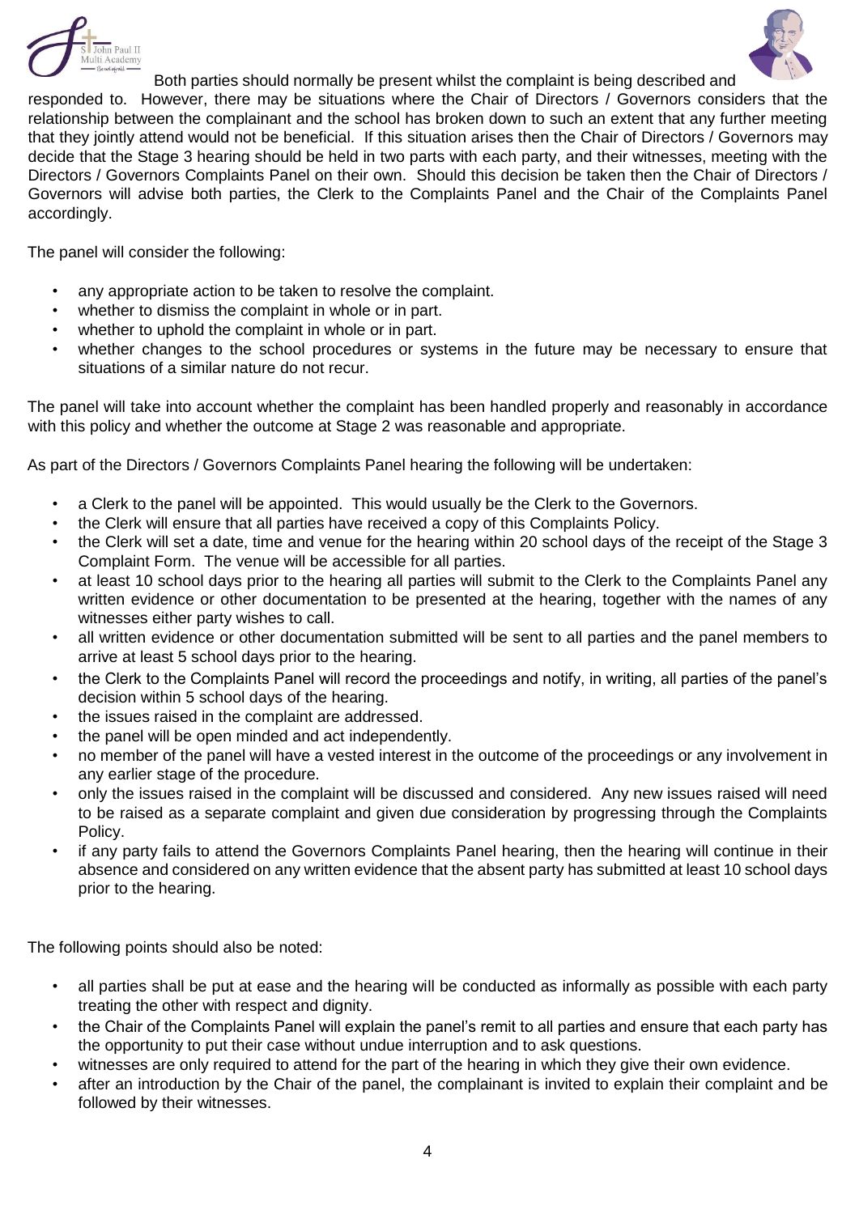Both parties should normally be present whilst the complaint is being described and responded to. However, there may be situations where the Chair of Directors / Governors considers that the relationship between the complainant and the school has broken down to such an extent that any further meeting that they jointly attend would not be beneficial. If this situation arises then the Chair of Directors / Governors may decide that the Stage 3 hearing should be held in two parts with each party, and their witnesses, meeting with the Directors / Governors Complaints Panel on their own. Should this decision be taken then the Chair of Directors / Governors will advise both parties, the Clerk to the Complaints Panel and the Chair of the Complaints Panel accordingly.

The panel will consider the following:

- any appropriate action to be taken to resolve the complaint.
- whether to dismiss the complaint in whole or in part.
- whether to uphold the complaint in whole or in part.
- whether changes to the school procedures or systems in the future may be necessary to ensure that situations of a similar nature do not recur.

The panel will take into account whether the complaint has been handled properly and reasonably in accordance with this policy and whether the outcome at Stage 2 was reasonable and appropriate.

As part of the Directors / Governors Complaints Panel hearing the following will be undertaken:

- a Clerk to the panel will be appointed. This would usually be the Clerk to the Governors.
- the Clerk will ensure that all parties have received a copy of this Complaints Policy.
- the Clerk will set a date, time and venue for the hearing within 20 school days of the receipt of the Stage 3 Complaint Form. The venue will be accessible for all parties.
- at least 10 school days prior to the hearing all parties will submit to the Clerk to the Complaints Panel any written evidence or other documentation to be presented at the hearing, together with the names of any witnesses either party wishes to call.
- all written evidence or other documentation submitted will be sent to all parties and the panel members to arrive at least 5 school days prior to the hearing.
- the Clerk to the Complaints Panel will record the proceedings and notify, in writing, all parties of the panel's decision within 5 school days of the hearing.
- the issues raised in the complaint are addressed.
- the panel will be open minded and act independently.
- no member of the panel will have a vested interest in the outcome of the proceedings or any involvement in any earlier stage of the procedure.
- only the issues raised in the complaint will be discussed and considered. Any new issues raised will need to be raised as a separate complaint and given due consideration by progressing through the Complaints Policy.
- if any party fails to attend the Governors Complaints Panel hearing, then the hearing will continue in their absence and considered on any written evidence that the absent party has submitted at least 10 school days prior to the hearing.

The following points should also be noted:

- all parties shall be put at ease and the hearing will be conducted as informally as possible with each party treating the other with respect and dignity.
- the Chair of the Complaints Panel will explain the panel's remit to all parties and ensure that each party has the opportunity to put their case without undue interruption and to ask questions.
- witnesses are only required to attend for the part of the hearing in which they give their own evidence.
- after an introduction by the Chair of the panel, the complainant is invited to explain their complaint and be followed by their witnesses.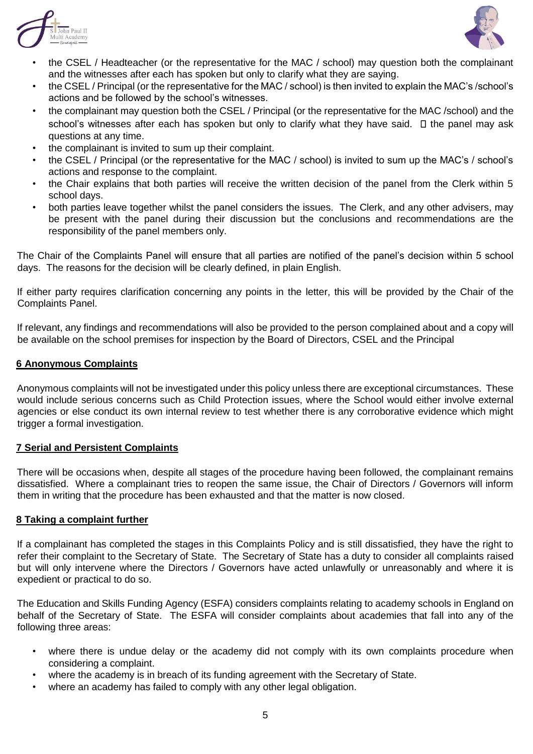- the CSEL / Headteacher (or the representative for the MAC / school) may question both the complainant and the witnesses after each has spoken but only to clarify what they are saying.
- the CSEL / Principal (or the representative for the MAC / school) is then invited to explain the MAC's /school's actions and be followed by the school's witnesses.
- the complainant may question both the CSEL / Principal (or the representative for the MAC /school) and the school's witnesses after each has spoken but only to clarify what they have said.  the panel may ask questions at any time.
- the complainant is invited to sum up their complaint.
- the CSEL / Principal (or the representative for the MAC / school) is invited to sum up the MAC's / school's actions and response to the complaint.
- the Chair explains that both parties will receive the written decision of the panel from the Clerk within 5 school days.
- both parties leave together whilst the panel considers the issues. The Clerk, and any other advisers, may be present with the panel during their discussion but the conclusions and recommendations are the responsibility of the panel members only.

The Chair of the Complaints Panel will ensure that all parties are notified of the panel's decision within 5 school days. The reasons for the decision will be clearly defined, in plain English.

If either party requires clarification concerning any points in the letter, this will be provided by the Chair of the Complaints Panel.

If relevant, any findings and recommendations will also be provided to the person complained about and a copy will be available on the school premises for inspection by the Board of Directors, CSEL and the Principal

## 6 Anonymous Complaints

Anonymous complaints will not be investigated under this policy unless there are exceptional circumstances. These would include serious concerns such as Child Protection issues, where the School would either involve external agencies or else conduct its own internal review to test whether there is any corroborative evidence which might trigger a formal investigation.

## 7 Serial and Persistent Complaints

There will be occasions when, despite all stages of the procedure having been followed, the complainant remains dissatisfied. Where a complainant tries to reopen the same issue, the Chair of Directors / Governors will inform them in writing that the procedure has been exhausted and that the matter is now closed.

## 8 Taking a complaint further

If a complainant has completed the stages in this Complaints Policy and is still dissatisfied, they have the right to refer their complaint to the Secretary of State. The Secretary of State has a duty to consider all complaints raised but will only intervene where the Directors / Governors have acted unlawfully or unreasonably and where it is expedient or practical to do so.

The Education and Skills Funding Agency (ESFA) considers complaints relating to academy schools in England on behalf of the Secretary of State. The ESFA will consider complaints about academies that fall into any of the following three areas:

- where there is undue delay or the academy did not comply with its own complaints procedure when considering a complaint.
- where the academy is in breach of its funding agreement with the Secretary of State.
- where an academy has failed to comply with any other legal obligation.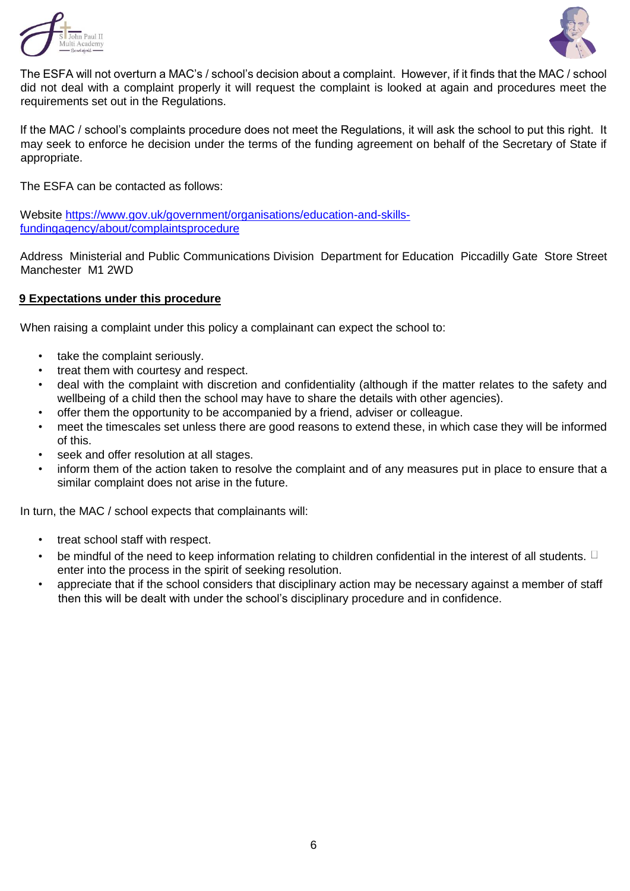The ESFA will not overturn a MAC's / school's decision about a complaint. However, if it finds that the MAC / school did not deal with a complaint properly it will request the complaint is looked at again and procedures meet the requirements set out in the Regulations.

If the MAC / school's complaints procedure does not meet the Regulations, it will ask the school to put this right. It may seek to enforce he decision under the terms of the funding agreement on behalf of the Secretary of State if appropriate.

The ESFA can be contacted as follows:

Website https://www.gov.uk/government/organisations/education-and-skills-fundingagency/about/complaintsprocedure

Address Ministerial and Public Communications Division Department for Education Piccadilly Gate Store Street Manchester M1 2WD

## 9 Expectations under this procedure

When raising a complaint under this policy a complainant can expect the school to:

- take the complaint seriously.
- treat them with courtesy and respect.
- deal with the complaint with discretion and confidentiality (although if the matter relates to the safety and wellbeing of a child then the school may have to share the details with other agencies).
- offer them the opportunity to be accompanied by a friend, adviser or colleague.
- meet the timescales set unless there are good reasons to extend these, in which case they will be informed of this.
- seek and offer resolution at all stages.
- inform them of the action taken to resolve the complaint and of any measures put in place to ensure that a similar complaint does not arise in the future.

In turn, the MAC / school expects that complainants will:

- treat school staff with respect.
- be mindful of the need to keep information relating to children confidential in the interest of all students. 
- enter into the process in the spirit of seeking resolution.
- appreciate that if the school considers that disciplinary action may be necessary against a member of staff then this will be dealt with under the school's disciplinary procedure and in confidence.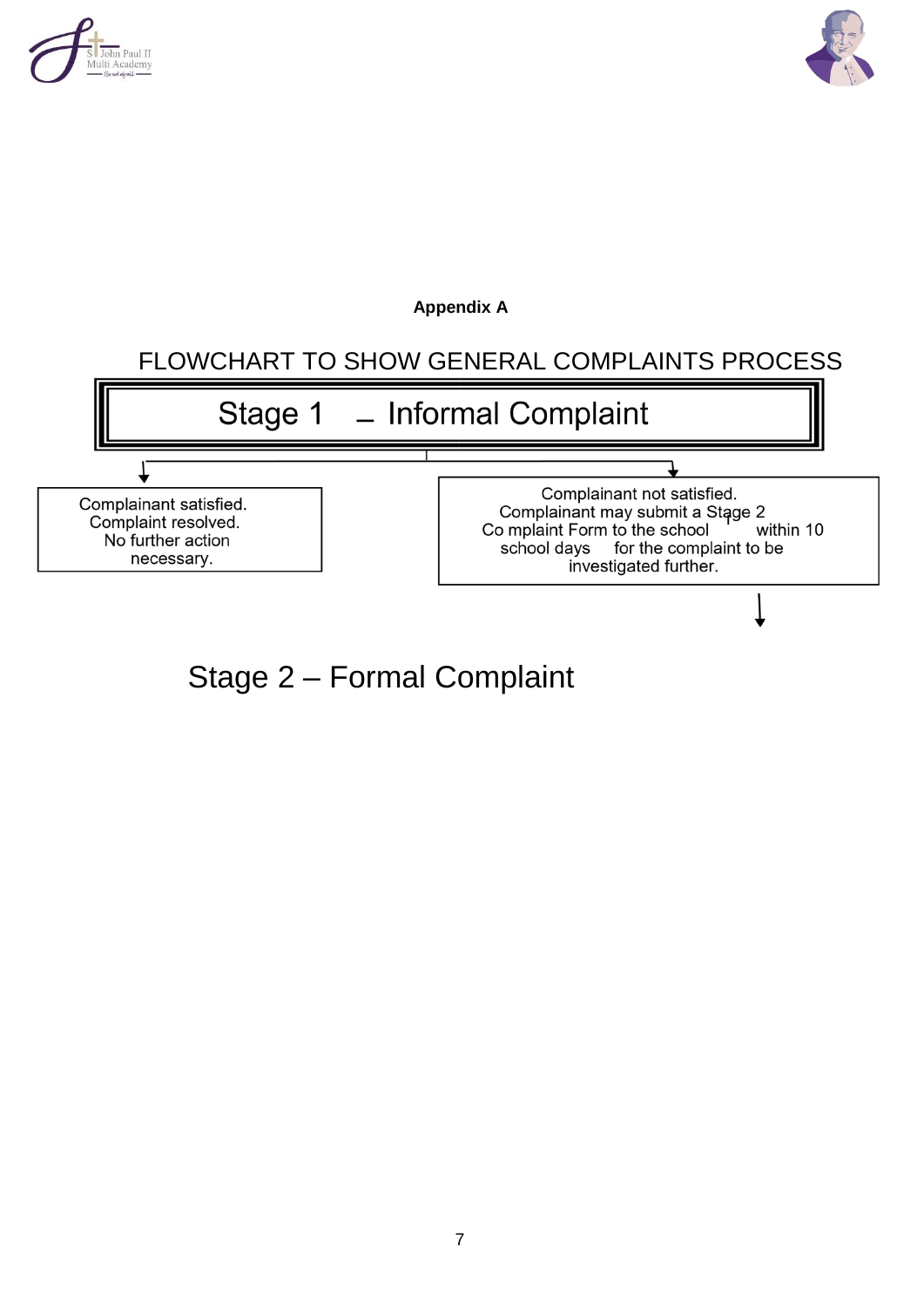**Appendix A**

FLOWCHART TO SHOW GENERAL COMPLAINTS PROCESS

## Stage 1 – Informal Complaint

Complainant satisfied. Complaint resolved. No further action necessary.

Complainant not satisfied. Complainant may submit a Stage 2 Complaint Form to the school within 10 school days for the complaint to be investigated further.

## Stage 2 – Formal Complaint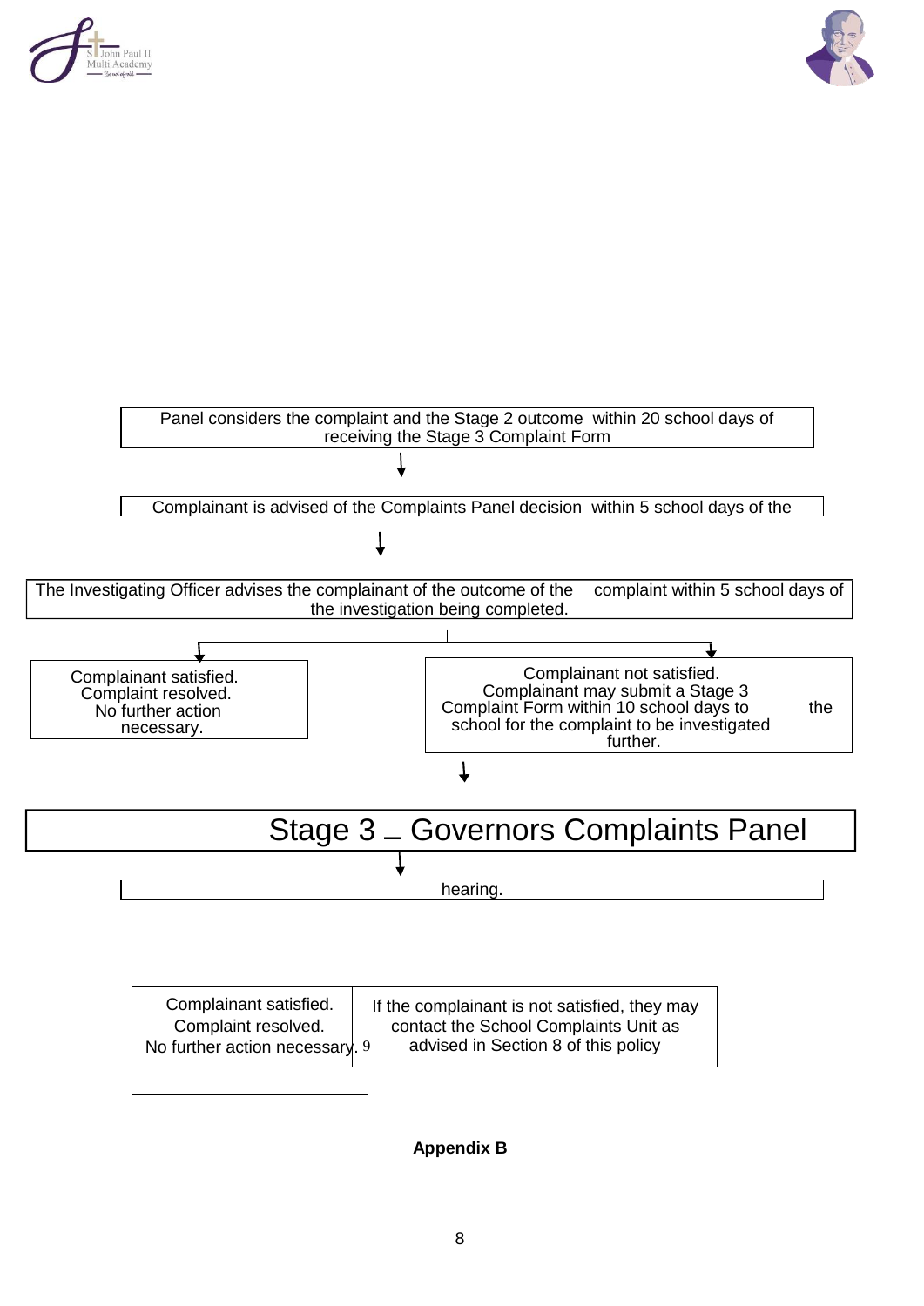Panel considers the complaint and the Stage 2 outcome within 20 school days of receiving the Stage 3 Complaint Form

↓

Complainant is advised of the Complaints Panel decision within 5 school days of the

↓

The Investigating Officer advises the complainant of the outcome of the complaint within 5 school days of the investigation being completed.

↓

Complainant satisfied. Complaint resolved. No further action necessary.

Complainant not satisfied. Complainant may submit a Stage 3 Complaint Form within 10 school days to the school for the complaint to be investigated further.

↓

# Stage 3 – Governors Complaints Panel

↓

hearing.

Complainant satisfied. Complaint resolved. No further action necessary. 9

If the complainant is not satisfied, they may contact the School Complaints Unit as advised in Section 8 of this policy

**Appendix B**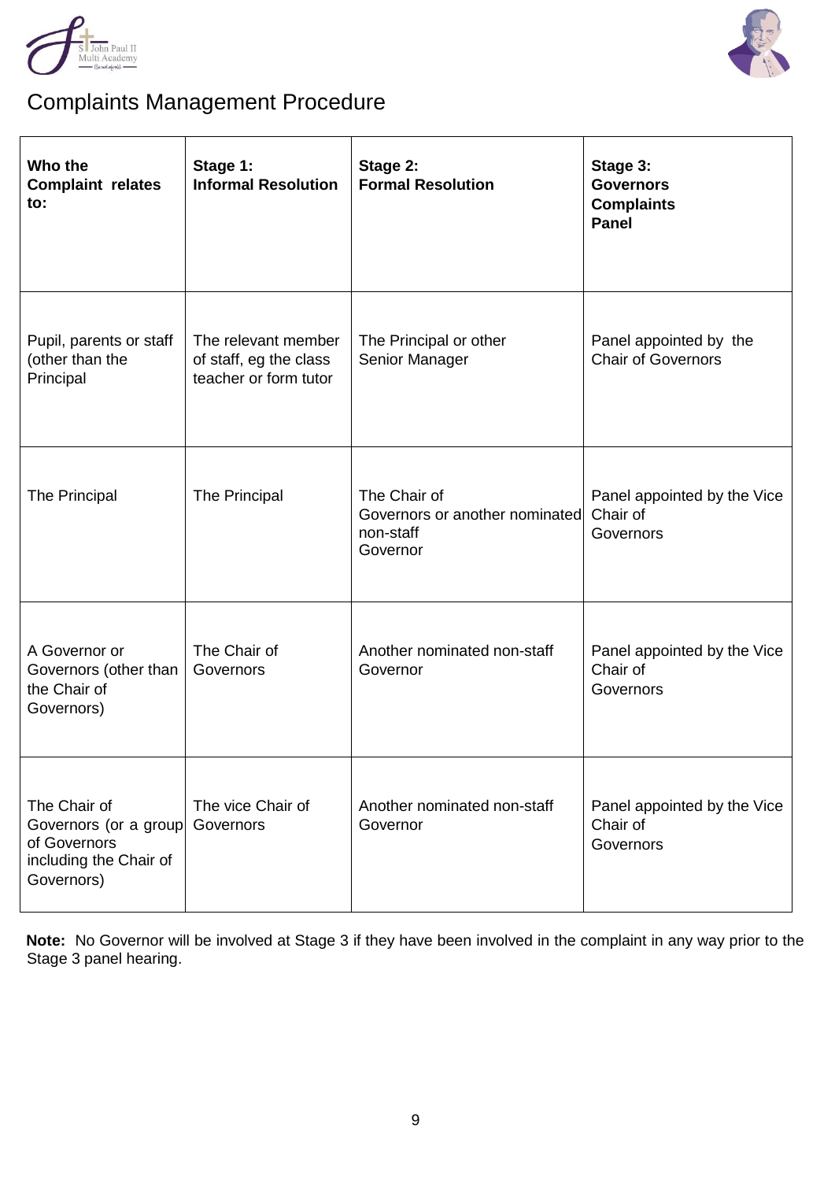# Complaints Management Procedure

| **Who the Complaint relates to:** | **Stage 1: Informal Resolution** | **Stage 2: Formal Resolution** | **Stage 3: Governors Complaints Panel** |
|---|---|---|---|
| Pupil, parents or staff (other than the Principal | The relevant member of staff, eg the class teacher or form tutor | The Principal or other Senior Manager | Panel appointed by the Chair of Governors |
| The Principal | The Principal | The Chair of Governors or another nominated non-staff Governor | Panel appointed by the Vice Chair of Governors |
| A Governor or Governors (other than the Chair of Governors) | The Chair of Governors | Another nominated non-staff Governor | Panel appointed by the Vice Chair of Governors |
| The Chair of Governors (or a group of Governors including the Chair of Governors) | The vice Chair of Governors | Another nominated non-staff Governor | Panel appointed by the Vice Chair of Governors |

**Note:** No Governor will be involved at Stage 3 if they have been involved in the complaint in any way prior to the Stage 3 panel hearing.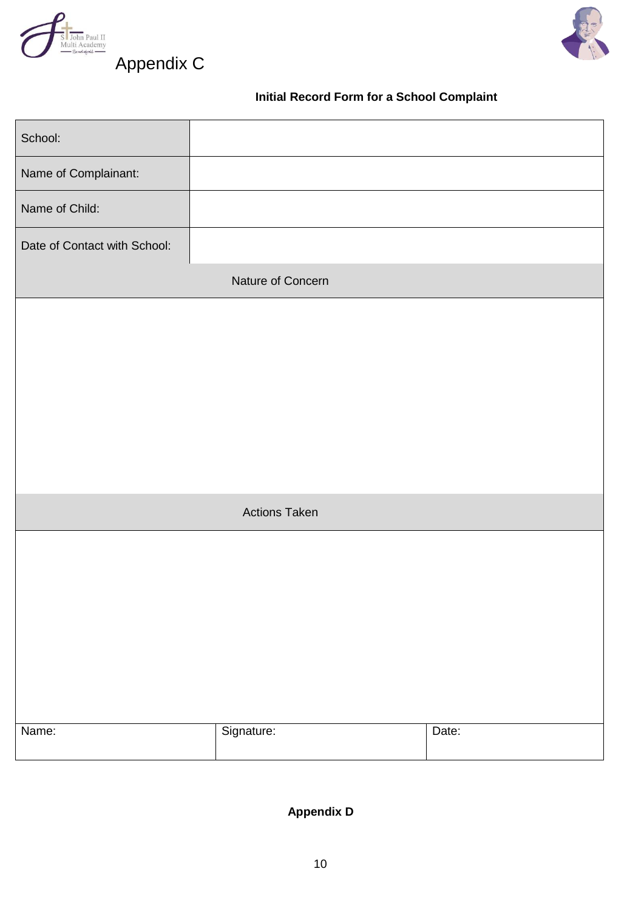# Appendix C

**Initial Record Form for a School Complaint**

| School: | |
|---|---|
| Name of Complainant: | |
| Name of Child: | |
| Date of Contact with School: | |

| Nature of Concern |
|---|
| |

| Actions Taken |
|---|
| |

| Name: | Signature: | Date: |
|---|---|---|
| | | |

**Appendix D**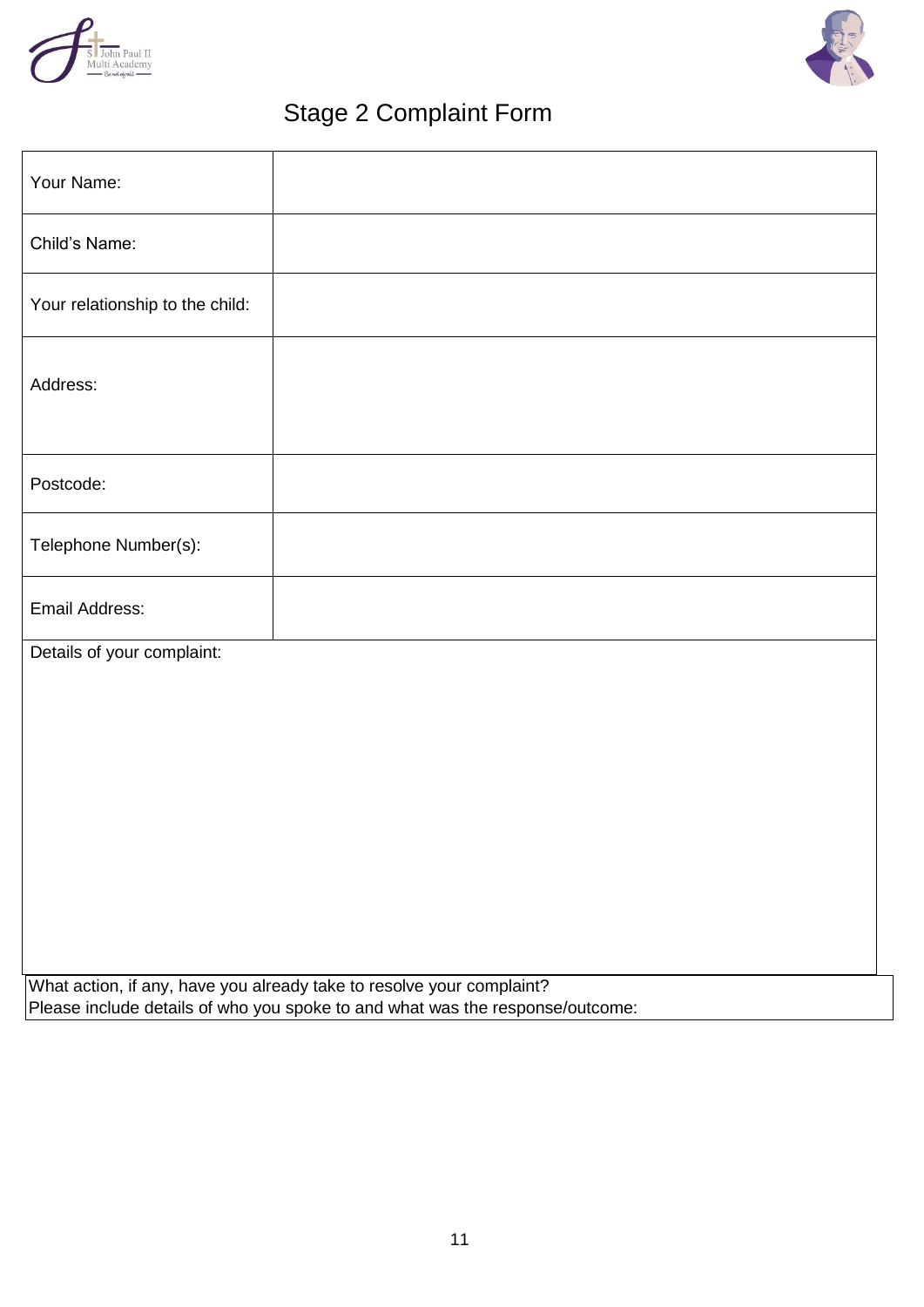# Stage 2 Complaint Form

| Your Name: | |
|---|---|
| Child's Name: | |
| Your relationship to the child: | |
| Address: | |
| Postcode: | |
| Telephone Number(s): | |
| Email Address: | |

Details of your complaint:

What action, if any, have you already take to resolve your complaint?
Please include details of who you spoke to and what was the response/outcome: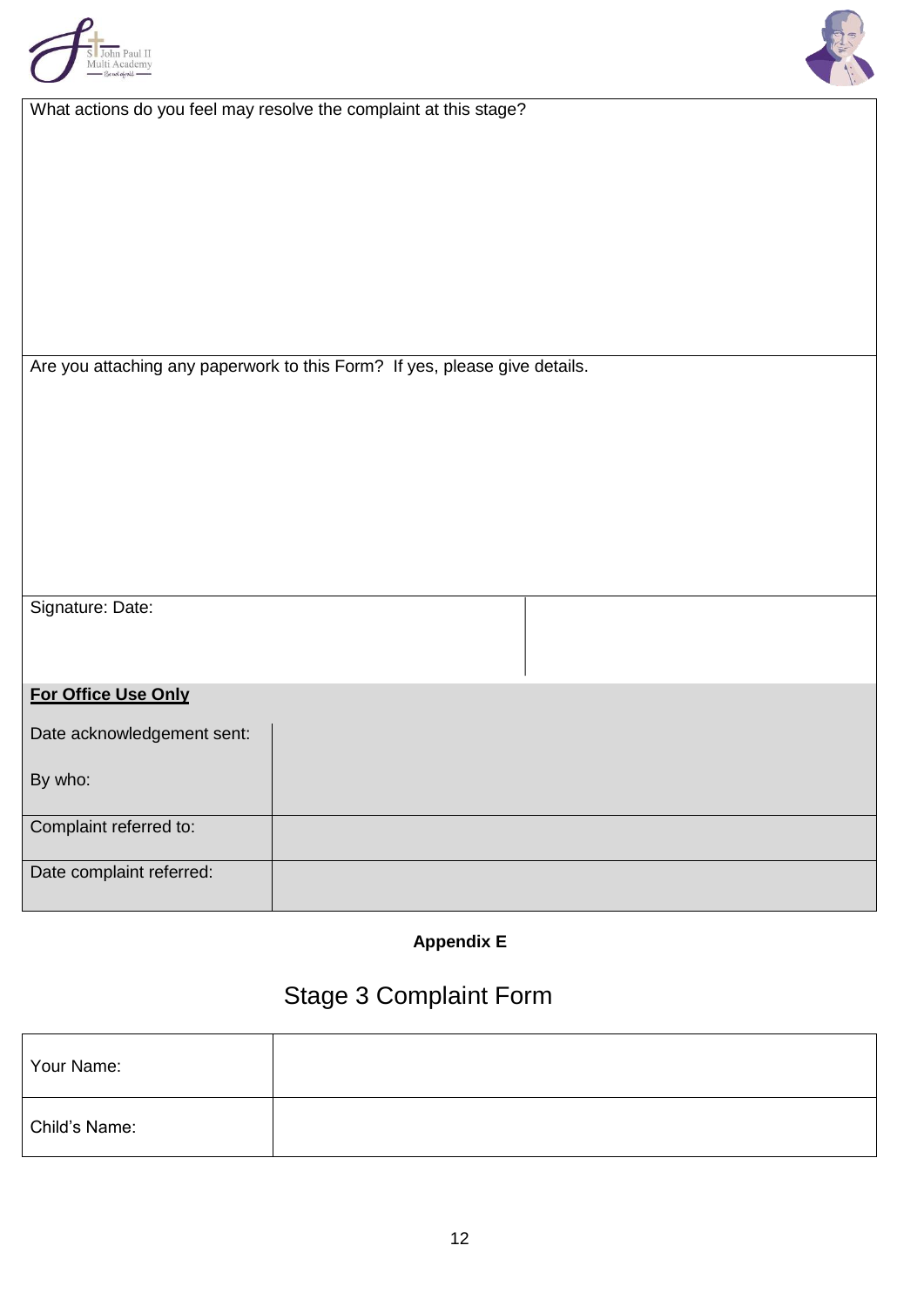| What actions do you feel may resolve the complaint at this stage? |
|---|
| |

| Are you attaching any paperwork to this Form? If yes, please give details. |
|---|
| |

| Signature: Date: | |
|---|---|
| | |

**For Office Use Only**

| Date acknowledgement sent:<br><br>By who: | |
|---|---|
| Complaint referred to: | |
| Date complaint referred: | |

**Appendix E**

# Stage 3 Complaint Form

| Your Name: | |
|---|---|
| Child's Name: | |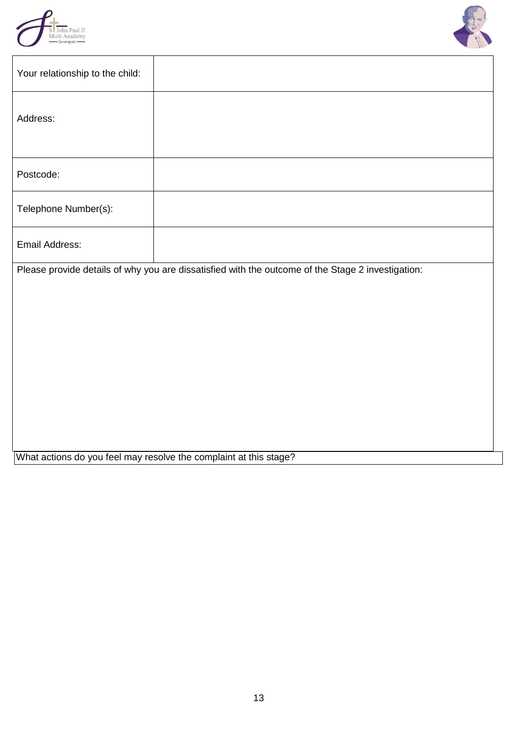| | |
|---|---|
| Your relationship to the child: | |
| Address: | |
| Postcode: | |
| Telephone Number(s): | |
| Email Address: | |

Please provide details of why you are dissatisfied with the outcome of the Stage 2 investigation:

What actions do you feel may resolve the complaint at this stage?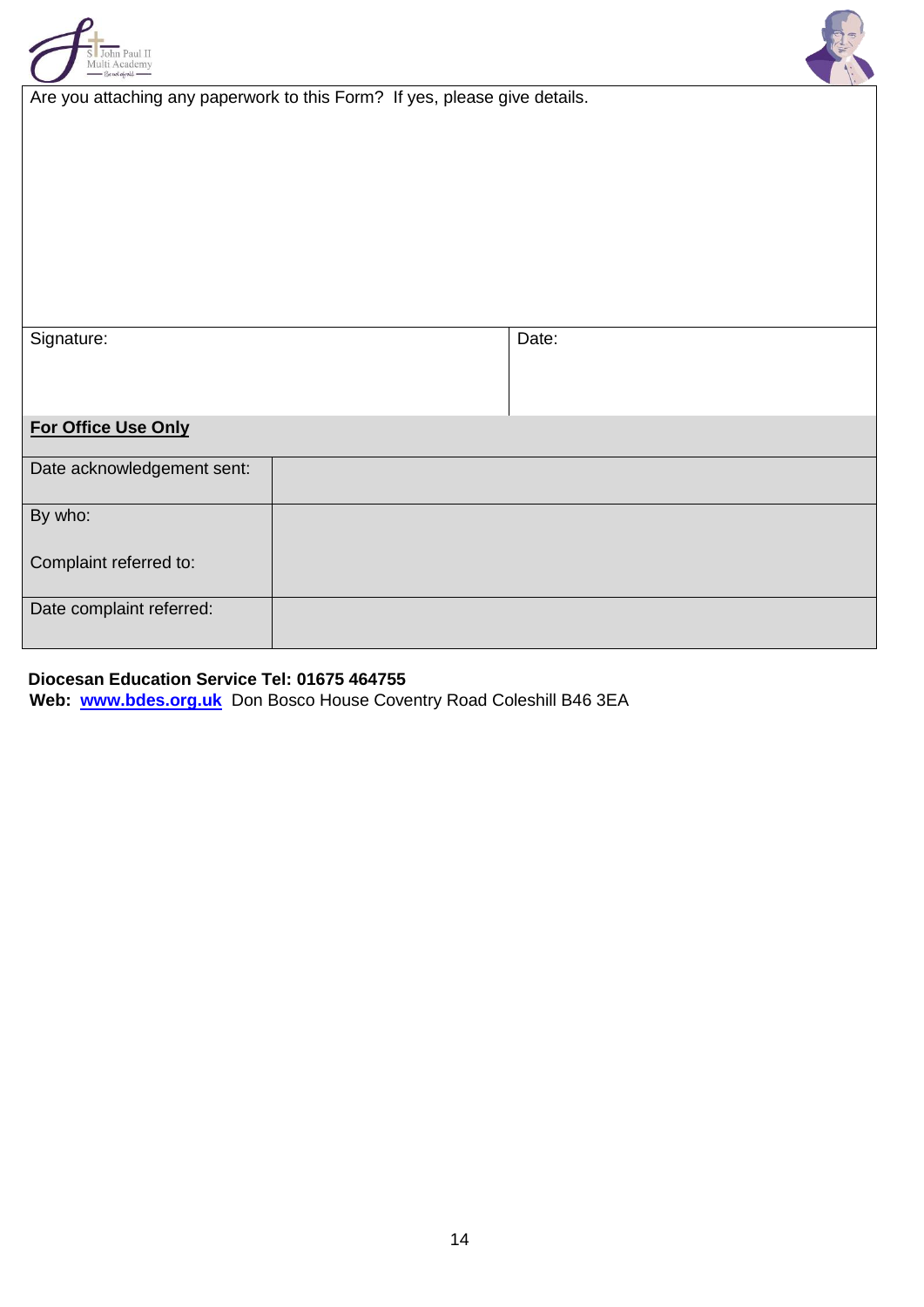| | |
|---|---|
| Are you attaching any paperwork to this Form? If yes, please give details. | |
| Signature: | Date: |

**For Office Use Only**

| | |
|---|---|
| Date acknowledgement sent: | |
| By who:<br><br>Complaint referred to: | |
| Date complaint referred: | |

**Diocesan Education Service Tel: 01675 464755**
**Web:** [**www.bdes.org.uk**](http://www.bdes.org.uk) Don Bosco House Coventry Road Coleshill B46 3EA